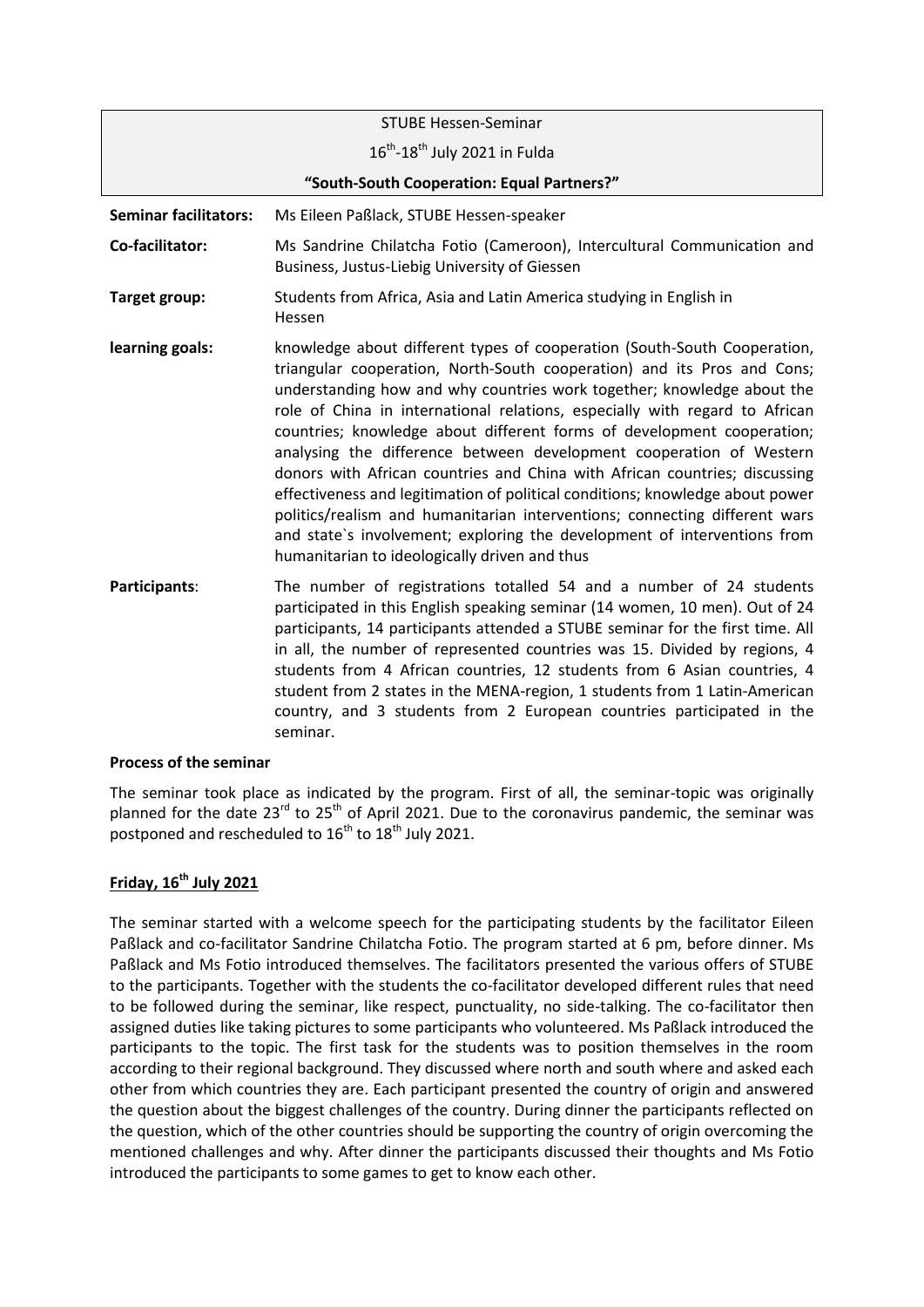STUBE Hessen-Seminar

16th-18th July 2021 in Fulda

**"South-South Cooperation: Equal Partners?"**

| | |
|---|---|
| **Seminar facilitators:** | Ms Eileen Paßlack, STUBE Hessen-speaker |
| **Co-facilitator:** | Ms Sandrine Chilatcha Fotio (Cameroon), Intercultural Communication and Business, Justus-Liebig University of Giessen |
| **Target group:** | Students from Africa, Asia and Latin America studying in English in Hessen |
| **learning goals:** | knowledge about different types of cooperation (South-South Cooperation, triangular cooperation, North-South cooperation) and its Pros and Cons; understanding how and why countries work together; knowledge about the role of China in international relations, especially with regard to African countries; knowledge about different forms of development cooperation; analysing the difference between development cooperation of Western donors with African countries and China with African countries; discussing effectiveness and legitimation of political conditions; knowledge about power politics/realism and humanitarian interventions; connecting different wars and state`s involvement; exploring the development of interventions from humanitarian to ideologically driven and thus |
| **Participants**: | The number of registrations totalled 54 and a number of 24 students participated in this English speaking seminar (14 women, 10 men). Out of 24 participants, 14 participants attended a STUBE seminar for the first time. All in all, the number of represented countries was 15. Divided by regions, 4 students from 4 African countries, 12 students from 6 Asian countries, 4 student from 2 states in the MENA-region, 1 students from 1 Latin-American country, and 3 students from 2 European countries participated in the seminar. |

**Process of the seminar**

The seminar took place as indicated by the program. First of all, the seminar-topic was originally planned for the date 23rd to 25th of April 2021. Due to the coronavirus pandemic, the seminar was postponed and rescheduled to 16th to 18th July 2021.

**Friday, 16th July 2021**

The seminar started with a welcome speech for the participating students by the facilitator Eileen Paßlack and co-facilitator Sandrine Chilatcha Fotio. The program started at 6 pm, before dinner. Ms Paßlack and Ms Fotio introduced themselves. The facilitators presented the various offers of STUBE to the participants. Together with the students the co-facilitator developed different rules that need to be followed during the seminar, like respect, punctuality, no side-talking. The co-facilitator then assigned duties like taking pictures to some participants who volunteered. Ms Paßlack introduced the participants to the topic. The first task for the students was to position themselves in the room according to their regional background. They discussed where north and south where and asked each other from which countries they are. Each participant presented the country of origin and answered the question about the biggest challenges of the country. During dinner the participants reflected on the question, which of the other countries should be supporting the country of origin overcoming the mentioned challenges and why. After dinner the participants discussed their thoughts and Ms Fotio introduced the participants to some games to get to know each other.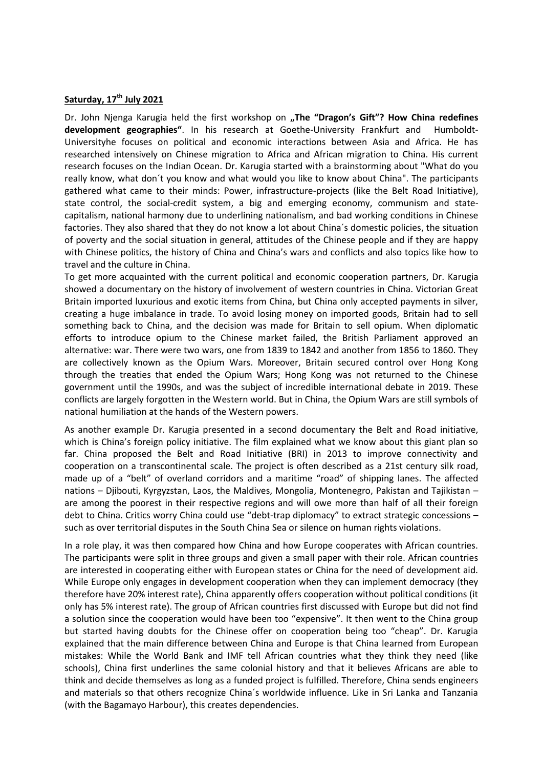**Saturday, 17th July 2021**

Dr. John Njenga Karugia held the first workshop on **„The "Dragon's Gift"? How China redefines development geographies"**. In his research at Goethe-University Frankfurt and Humboldt-Universityhe focuses on political and economic interactions between Asia and Africa. He has researched intensively on Chinese migration to Africa and African migration to China. His current research focuses on the Indian Ocean. Dr. Karugia started with a brainstorming about "What do you really know, what don´t you know and what would you like to know about China". The participants gathered what came to their minds: Power, infrastructure-projects (like the Belt Road Initiative), state control, the social-credit system, a big and emerging economy, communism and state-capitalism, national harmony due to underlining nationalism, and bad working conditions in Chinese factories. They also shared that they do not know a lot about China´s domestic policies, the situation of poverty and the social situation in general, attitudes of the Chinese people and if they are happy with Chinese politics, the history of China and China's wars and conflicts and also topics like how to travel and the culture in China.

To get more acquainted with the current political and economic cooperation partners, Dr. Karugia showed a documentary on the history of involvement of western countries in China. Victorian Great Britain imported luxurious and exotic items from China, but China only accepted payments in silver, creating a huge imbalance in trade. To avoid losing money on imported goods, Britain had to sell something back to China, and the decision was made for Britain to sell opium. When diplomatic efforts to introduce opium to the Chinese market failed, the British Parliament approved an alternative: war. There were two wars, one from 1839 to 1842 and another from 1856 to 1860. They are collectively known as the Opium Wars. Moreover, Britain secured control over Hong Kong through the treaties that ended the Opium Wars; Hong Kong was not returned to the Chinese government until the 1990s, and was the subject of incredible international debate in 2019. These conflicts are largely forgotten in the Western world. But in China, the Opium Wars are still symbols of national humiliation at the hands of the Western powers.

As another example Dr. Karugia presented in a second documentary the Belt and Road initiative, which is China's foreign policy initiative. The film explained what we know about this giant plan so far. China proposed the Belt and Road Initiative (BRI) in 2013 to improve connectivity and cooperation on a transcontinental scale. The project is often described as a 21st century silk road, made up of a "belt" of overland corridors and a maritime "road" of shipping lanes. The affected nations – Djibouti, Kyrgyzstan, Laos, the Maldives, Mongolia, Montenegro, Pakistan and Tajikistan – are among the poorest in their respective regions and will owe more than half of all their foreign debt to China. Critics worry China could use "debt-trap diplomacy" to extract strategic concessions – such as over territorial disputes in the South China Sea or silence on human rights violations.

In a role play, it was then compared how China and how Europe cooperates with African countries. The participants were split in three groups and given a small paper with their role. African countries are interested in cooperating either with European states or China for the need of development aid. While Europe only engages in development cooperation when they can implement democracy (they therefore have 20% interest rate), China apparently offers cooperation without political conditions (it only has 5% interest rate). The group of African countries first discussed with Europe but did not find a solution since the cooperation would have been too "expensive". It then went to the China group but started having doubts for the Chinese offer on cooperation being too "cheap". Dr. Karugia explained that the main difference between China and Europe is that China learned from European mistakes: While the World Bank and IMF tell African countries what they think they need (like schools), China first underlines the same colonial history and that it believes Africans are able to think and decide themselves as long as a funded project is fulfilled. Therefore, China sends engineers and materials so that others recognize China´s worldwide influence. Like in Sri Lanka and Tanzania (with the Bagamayo Harbour), this creates dependencies.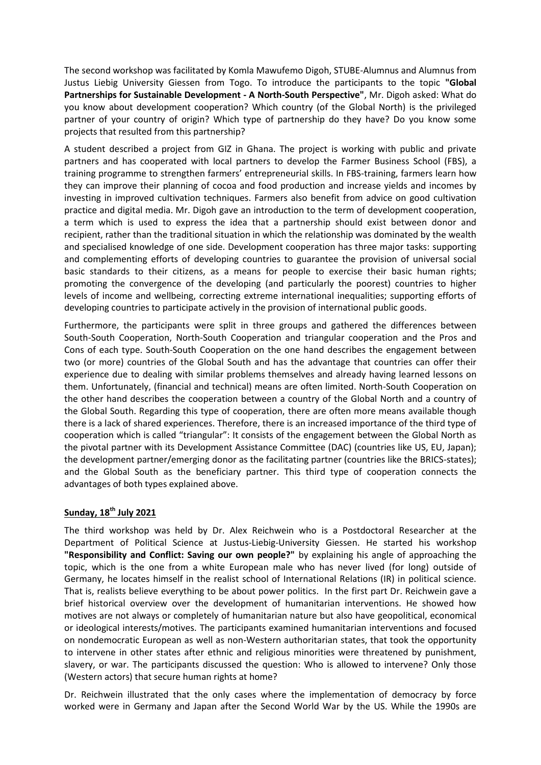The second workshop was facilitated by Komla Mawufemo Digoh, STUBE-Alumnus and Alumnus from Justus Liebig University Giessen from Togo. To introduce the participants to the topic **"Global Partnerships for Sustainable Development - A North-South Perspective"**, Mr. Digoh asked: What do you know about development cooperation? Which country (of the Global North) is the privileged partner of your country of origin? Which type of partnership do they have? Do you know some projects that resulted from this partnership?

A student described a project from GIZ in Ghana. The project is working with public and private partners and has cooperated with local partners to develop the Farmer Business School (FBS), a training programme to strengthen farmers' entrepreneurial skills. In FBS-training, farmers learn how they can improve their planning of cocoa and food production and increase yields and incomes by investing in improved cultivation techniques. Farmers also benefit from advice on good cultivation practice and digital media. Mr. Digoh gave an introduction to the term of development cooperation, a term which is used to express the idea that a partnership should exist between donor and recipient, rather than the traditional situation in which the relationship was dominated by the wealth and specialised knowledge of one side. Development cooperation has three major tasks: supporting and complementing efforts of developing countries to guarantee the provision of universal social basic standards to their citizens, as a means for people to exercise their basic human rights; promoting the convergence of the developing (and particularly the poorest) countries to higher levels of income and wellbeing, correcting extreme international inequalities; supporting efforts of developing countries to participate actively in the provision of international public goods.

Furthermore, the participants were split in three groups and gathered the differences between South-South Cooperation, North-South Cooperation and triangular cooperation and the Pros and Cons of each type. South-South Cooperation on the one hand describes the engagement between two (or more) countries of the Global South and has the advantage that countries can offer their experience due to dealing with similar problems themselves and already having learned lessons on them. Unfortunately, (financial and technical) means are often limited. North-South Cooperation on the other hand describes the cooperation between a country of the Global North and a country of the Global South. Regarding this type of cooperation, there are often more means available though there is a lack of shared experiences. Therefore, there is an increased importance of the third type of cooperation which is called "triangular": It consists of the engagement between the Global North as the pivotal partner with its Development Assistance Committee (DAC) (countries like US, EU, Japan); the development partner/emerging donor as the facilitating partner (countries like the BRICS-states); and the Global South as the beneficiary partner. This third type of cooperation connects the advantages of both types explained above.

## Sunday, 18th July 2021

The third workshop was held by Dr. Alex Reichwein who is a Postdoctoral Researcher at the Department of Political Science at Justus-Liebig-University Giessen. He started his workshop **"Responsibility and Conflict: Saving our own people?"** by explaining his angle of approaching the topic, which is the one from a white European male who has never lived (for long) outside of Germany, he locates himself in the realist school of International Relations (IR) in political science. That is, realists believe everything to be about power politics. In the first part Dr. Reichwein gave a brief historical overview over the development of humanitarian interventions. He showed how motives are not always or completely of humanitarian nature but also have geopolitical, economical or ideological interests/motives. The participants examined humanitarian interventions and focused on nondemocratic European as well as non-Western authoritarian states, that took the opportunity to intervene in other states after ethnic and religious minorities were threatened by punishment, slavery, or war. The participants discussed the question: Who is allowed to intervene? Only those (Western actors) that secure human rights at home?

Dr. Reichwein illustrated that the only cases where the implementation of democracy by force worked were in Germany and Japan after the Second World War by the US. While the 1990s are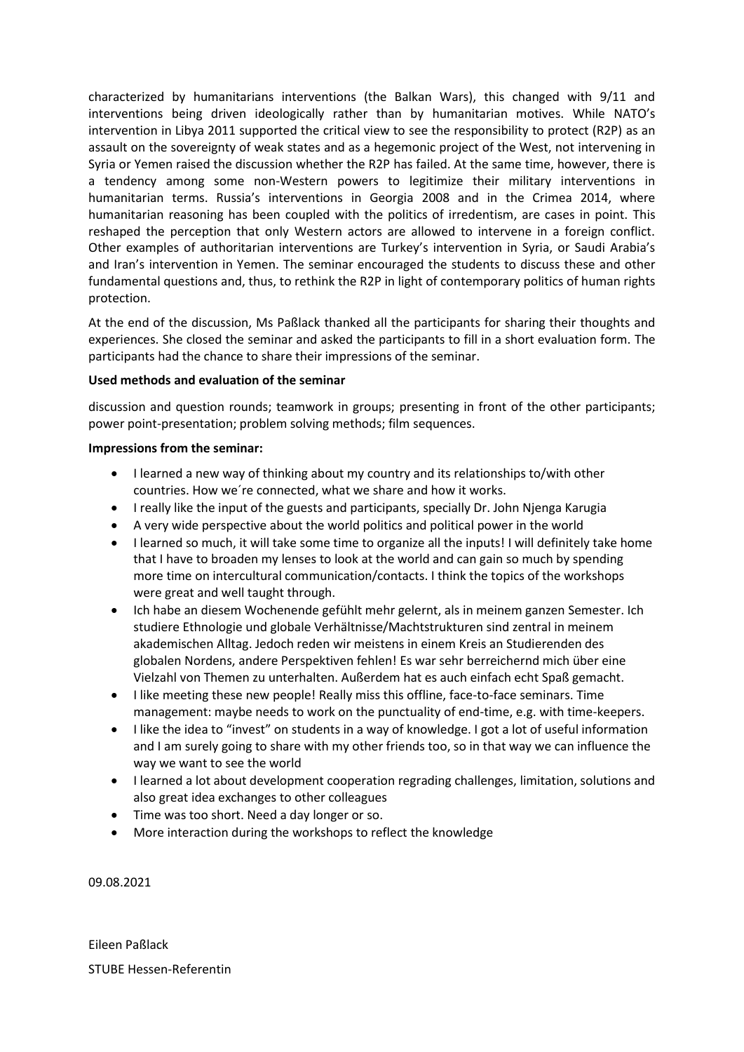characterized by humanitarians interventions (the Balkan Wars), this changed with 9/11 and interventions being driven ideologically rather than by humanitarian motives. While NATO's intervention in Libya 2011 supported the critical view to see the responsibility to protect (R2P) as an assault on the sovereignty of weak states and as a hegemonic project of the West, not intervening in Syria or Yemen raised the discussion whether the R2P has failed. At the same time, however, there is a tendency among some non-Western powers to legitimize their military interventions in humanitarian terms. Russia's interventions in Georgia 2008 and in the Crimea 2014, where humanitarian reasoning has been coupled with the politics of irredentism, are cases in point. This reshaped the perception that only Western actors are allowed to intervene in a foreign conflict. Other examples of authoritarian interventions are Turkey's intervention in Syria, or Saudi Arabia's and Iran's intervention in Yemen. The seminar encouraged the students to discuss these and other fundamental questions and, thus, to rethink the R2P in light of contemporary politics of human rights protection.

At the end of the discussion, Ms Paßlack thanked all the participants for sharing their thoughts and experiences. She closed the seminar and asked the participants to fill in a short evaluation form. The participants had the chance to share their impressions of the seminar.

**Used methods and evaluation of the seminar**

discussion and question rounds; teamwork in groups; presenting in front of the other participants; power point-presentation; problem solving methods; film sequences.

**Impressions from the seminar:**

- I learned a new way of thinking about my country and its relationships to/with other countries. How we´re connected, what we share and how it works.
- I really like the input of the guests and participants, specially Dr. John Njenga Karugia
- A very wide perspective about the world politics and political power in the world
- I learned so much, it will take some time to organize all the inputs! I will definitely take home that I have to broaden my lenses to look at the world and can gain so much by spending more time on intercultural communication/contacts. I think the topics of the workshops were great and well taught through.
- Ich habe an diesem Wochenende gefühlt mehr gelernt, als in meinem ganzen Semester. Ich studiere Ethnologie und globale Verhältnisse/Machtstrukturen sind zentral in meinem akademischen Alltag. Jedoch reden wir meistens in einem Kreis an Studierenden des globalen Nordens, andere Perspektiven fehlen! Es war sehr berreichernd mich über eine Vielzahl von Themen zu unterhalten. Außerdem hat es auch einfach echt Spaß gemacht.
- I like meeting these new people! Really miss this offline, face-to-face seminars. Time management: maybe needs to work on the punctuality of end-time, e.g. with time-keepers.
- I like the idea to "invest" on students in a way of knowledge. I got a lot of useful information and I am surely going to share with my other friends too, so in that way we can influence the way we want to see the world
- I learned a lot about development cooperation regrading challenges, limitation, solutions and also great idea exchanges to other colleagues
- Time was too short. Need a day longer or so.
- More interaction during the workshops to reflect the knowledge

09.08.2021

Eileen Paßlack

STUBE Hessen-Referentin